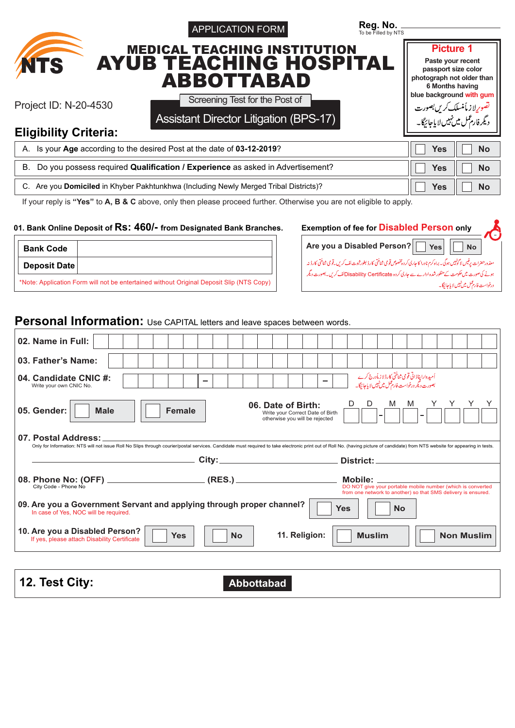APPLICATION FORM

**Reg. No.** ____________
To be Filled by NTS

# MEDICAL TEACHING INSTITUTION
# AYUB TEACHING HOSPITAL ABBOTTABAD

Project ID: N-20-4530

Screening Test for the Post of

**Assistant Director Litigation (BPS-17)**

**Picture 1**
Paste your recent passport size color photograph not older than 6 Months having blue background with gum

تصویر لازماً منسلک کریں بصورت دیگر فارم عمل میں نہیں لایا جائیگا۔

## Eligibility Criteria:

| | | |
|---|---|---|
| A. Is your **Age** according to the desired Post at the date of **03-12-2019**? | ☐ Yes | ☐ No |
| B. Do you possess required **Qualification / Experience** as asked in Advertisement? | ☐ Yes | ☐ No |
| C. Are you **Domiciled** in Khyber Pakhtunkhwa (Including Newly Merged Tribal Districts)? | ☐ Yes | ☐ No |

If your reply is **"Yes"** to **A, B & C** above, only then please proceed further. Otherwise you are not eligible to apply.

**01. Bank Online Deposit of Rs: 460/- from Designated Bank Branches.**

| | |
|---|---|
| **Bank Code** | |
| **Deposit Date** | |

*Note: Application Form will not be entertained without Original Deposit Slip (NTS Copy)

**Exemption of fee for Disabled Person only**

**Are you a Disabled Person?** ☐ Yes ☐ No

معذور حضرات پر فیس لاگو نہیں ہوگی۔ براہ کرم نادرا کا جاری کردہ خصوصی قومی شناختی کارڈ بطور ثبوت لف کریں۔ قومی شناختی کارڈ نہ ہونے کی صورت میں حکومت کے منظور شدہ ادارے سے جاری کردہ Disability Certificate لف کریں۔ بصورت دیگر درخواست فارم عمل میں نہیں لایا جائیگا۔

## Personal Information: Use CAPITAL letters and leave spaces between words.

**02. Name in Full:** ____________

**03. Father's Name:** ____________

**04. Candidate CNIC #:** _____ – _____ – _
Write your own CNIC No.

اُمیدوار اپنا ذاتی قومی شناختی کارڈ لازماً درج کرے بصورت دیگر درخواست فارم عمل میں نہیں لایا جائیگا۔

**05. Gender:** ☐ Male ☐ Female

**06. Date of Birth:** D D – M M – Y Y Y Y
Write your Correct Date of Birth otherwise you will be rejected

**07. Postal Address:** ____________
Only for Information: NTS will not issue Roll No Slips through courier/postal services. Candidate must required to take electronic print out of Roll No. (having picture of candidate) from NTS website for appearing in tests.

____________ **City:** ____________ **District:** ____________

**08. Phone No: (OFF)** ____________ **(RES.)** ____________ **Mobile:** ____________
City Code - Phone No
DO NOT give your portable mobile number (which is converted from one network to another) so that SMS delivery is ensured.

**09. Are you a Government Servant and applying through proper channel?** ☐ Yes ☐ No
In case of Yes, NOC will be required.

**10. Are you a Disabled Person?** ☐ Yes ☐ No
If yes, please attach Disability Certificate

**11. Religion:** ☐ Muslim ☐ Non Muslim

**12. Test City:** **Abbottabad**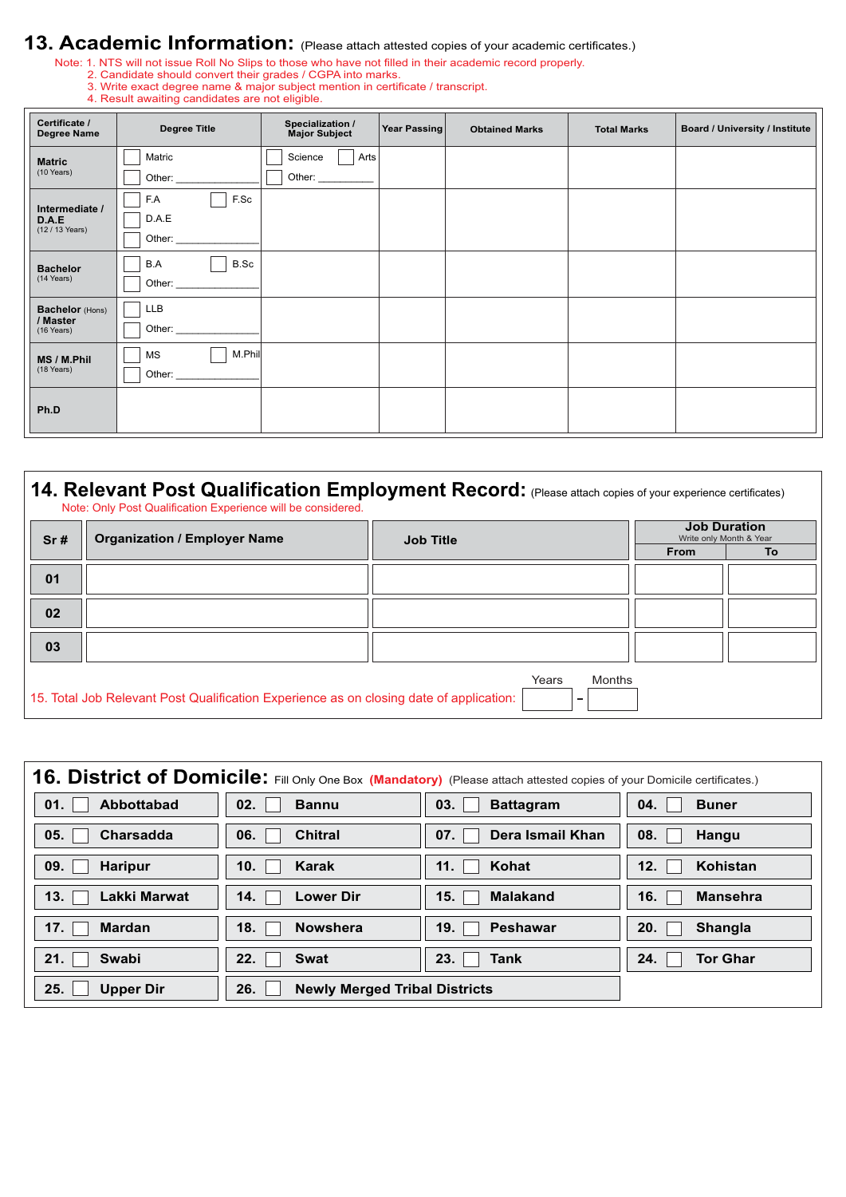## 13. Academic Information: (Please attach attested copies of your academic certificates.)

Note: 1. NTS will not issue Roll No Slips to those who have not filled in their academic record properly.
2. Candidate should convert their grades / CGPA into marks.
3. Write exact degree name & major subject mention in certificate / transcript.
4. Result awaiting candidates are not eligible.

| Certificate / Degree Name | Degree Title | Specialization / Major Subject | Year Passing | Obtained Marks | Total Marks | Board / University / Institute |
|---|---|---|---|---|---|---|
| **Matric** (10 Years) | ☐ Matric<br>☐ Other: ________ | ☐ Science ☐ Arts<br>☐ Other: ________ | | | | |
| **Intermediate / D.A.E** (12 / 13 Years) | ☐ F.A ☐ F.Sc<br>☐ D.A.E<br>☐ Other: ________ | | | | | |
| **Bachelor** (14 Years) | ☐ B.A ☐ B.Sc<br>☐ Other: ________ | | | | | |
| **Bachelor** (Hons) **/ Master** (16 Years) | ☐ LLB<br>☐ Other: ________ | | | | | |
| **MS / M.Phil** (18 Years) | ☐ MS ☐ M.Phil<br>☐ Other: ________ | | | | | |
| **Ph.D** | | | | | | |

## 14. Relevant Post Qualification Employment Record: (Please attach copies of your experience certificates)

Note: Only Post Qualification Experience will be considered.

| Sr # | Organization / Employer Name | Job Title | Job Duration (Write only Month & Year) | |
|---|---|---|---|---|
| | | | From | To |
| 01 | | | | |
| 02 | | | | |
| 03 | | | | |

15. Total Job Relevant Post Qualification Experience as on closing date of application: Years ____ – Months ____

## 16. District of Domicile: Fill Only One Box **(Mandatory)** (Please attach attested copies of your Domicile certificates.)

| | | | |
|---|---|---|---|
| 01. ☐ Abbottabad | 02. ☐ Bannu | 03. ☐ Battagram | 04. ☐ Buner |
| 05. ☐ Charsadda | 06. ☐ Chitral | 07. ☐ Dera Ismail Khan | 08. ☐ Hangu |
| 09. ☐ Haripur | 10. ☐ Karak | 11. ☐ Kohat | 12. ☐ Kohistan |
| 13. ☐ Lakki Marwat | 14. ☐ Lower Dir | 15. ☐ Malakand | 16. ☐ Mansehra |
| 17. ☐ Mardan | 18. ☐ Nowshera | 19. ☐ Peshawar | 20. ☐ Shangla |
| 21. ☐ Swabi | 22. ☐ Swat | 23. ☐ Tank | 24. ☐ Tor Ghar |
| 25. ☐ Upper Dir | 26. ☐ Newly Merged Tribal Districts | | |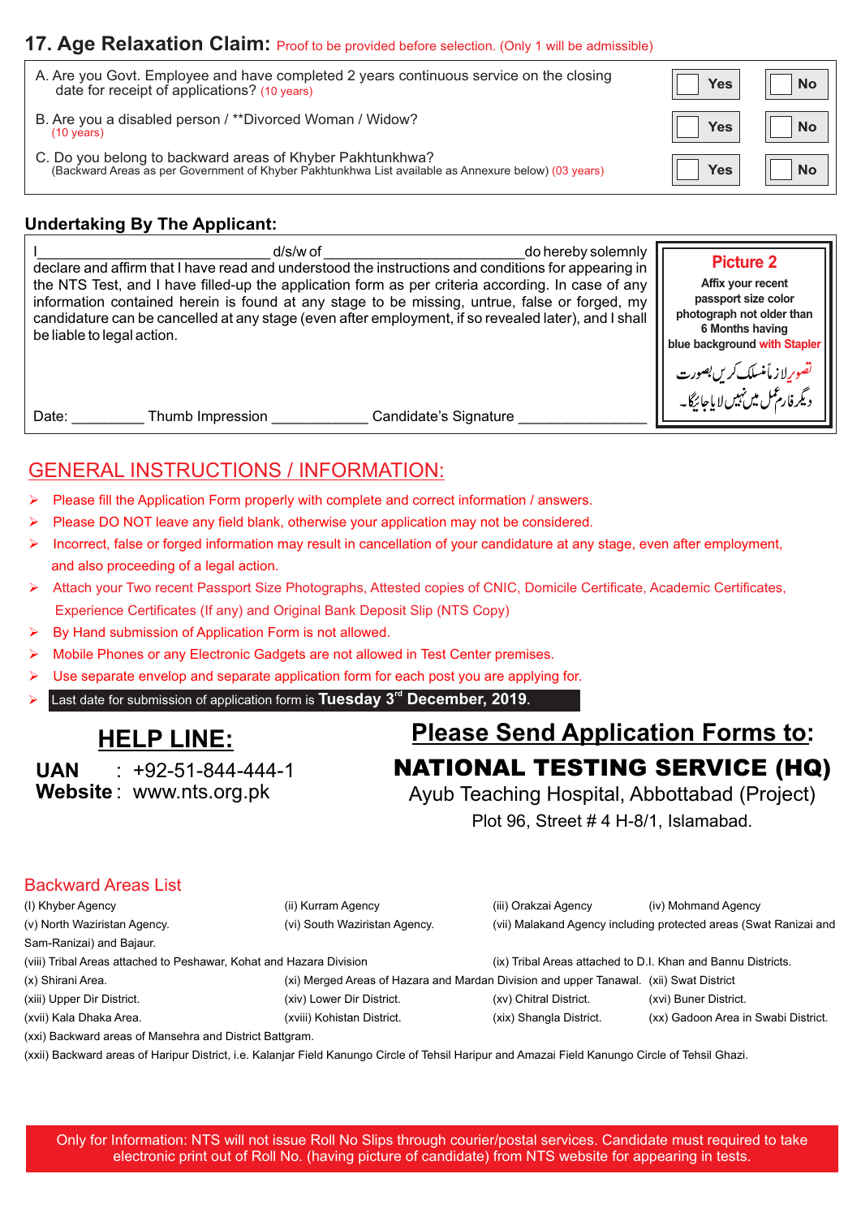## 17. Age Relaxation Claim: Proof to be provided before selection. (Only 1 will be admissible)

| | | |
|---|---|---|
| A. Are you Govt. Employee and have completed 2 years continuous service on the closing date for receipt of applications? (10 years) | ☐ Yes | ☐ No |
| B. Are you a disabled person / **Divorced Woman / Widow? (10 years) | ☐ Yes | ☐ No |
| C. Do you belong to backward areas of Khyber Pakhtunkhwa? (Backward Areas as per Government of Khyber Pakhtunkhwa List available as Annexure below) (03 years) | ☐ Yes | ☐ No |

### Undertaking By The Applicant:

I____________________________ d/s/w of ________________________ do hereby solemnly declare and affirm that I have read and understood the instructions and conditions for appearing in the NTS Test, and I have filled-up the application form as per criteria according. In case of any information contained herein is found at any stage to be missing, untrue, false or forged, my candidature can be cancelled at any stage (even after employment, if so revealed later), and I shall be liable to legal action.

Date: _________ Thumb Impression ___________ Candidate's Signature ________________

**Picture 2**

**Affix your recent passport size color photograph not older than 6 Months having blue background with Stapler**

تصویرلازماً منسلک کریں بصورت دیگر فارم عمل میں نہیں لایا جائیگا۔

## GENERAL INSTRUCTIONS / INFORMATION:

- Please fill the Application Form properly with complete and correct information / answers.
- Please DO NOT leave any field blank, otherwise your application may not be considered.
- Incorrect, false or forged information may result in cancellation of your candidature at any stage, even after employment, and also proceeding of a legal action.
- Attach your Two recent Passport Size Photographs, Attested copies of CNIC, Domicile Certificate, Academic Certificates, Experience Certificates (If any) and Original Bank Deposit Slip (NTS Copy)
- By Hand submission of Application Form is not allowed.
- Mobile Phones or any Electronic Gadgets are not allowed in Test Center premises.
- Use separate envelop and separate application form for each post you are applying for.
- Last date for submission of application form is **Tuesday 3rd December, 2019.**

## HELP LINE:

**UAN** : +92-51-844-444-1
**Website** : www.nts.org.pk

## Please Send Application Forms to:

**NATIONAL TESTING SERVICE (HQ)**
Ayub Teaching Hospital, Abbottabad (Project)
Plot 96, Street # 4 H-8/1, Islamabad.

## Backward Areas List

(I) Khyber Agency (ii) Kurram Agency (iii) Orakzai Agency (iv) Mohmand Agency
(v) North Waziristan Agency. (vi) South Waziristan Agency. (vii) Malakand Agency including protected areas (Swat Ranizai and Sam-Ranizai) and Bajaur.
(viii) Tribal Areas attached to Peshawar, Kohat and Hazara Division (ix) Tribal Areas attached to D.I. Khan and Bannu Districts.
(x) Shirani Area. (xi) Merged Areas of Hazara and Mardan Division and upper Tanawal. (xii) Swat District
(xiii) Upper Dir District. (xiv) Lower Dir District. (xv) Chitral District. (xvi) Buner District.
(xvii) Kala Dhaka Area. (xviii) Kohistan District. (xix) Shangla District. (xx) Gadoon Area in Swabi District.
(xxi) Backward areas of Mansehra and District Battgram.
(xxii) Backward areas of Haripur District, i.e. Kalanjar Field Kanungo Circle of Tehsil Haripur and Amazai Field Kanungo Circle of Tehsil Ghazi.

Only for Information: NTS will not issue Roll No Slips through courier/postal services. Candidate must required to take electronic print out of Roll No. (having picture of candidate) from NTS website for appearing in tests.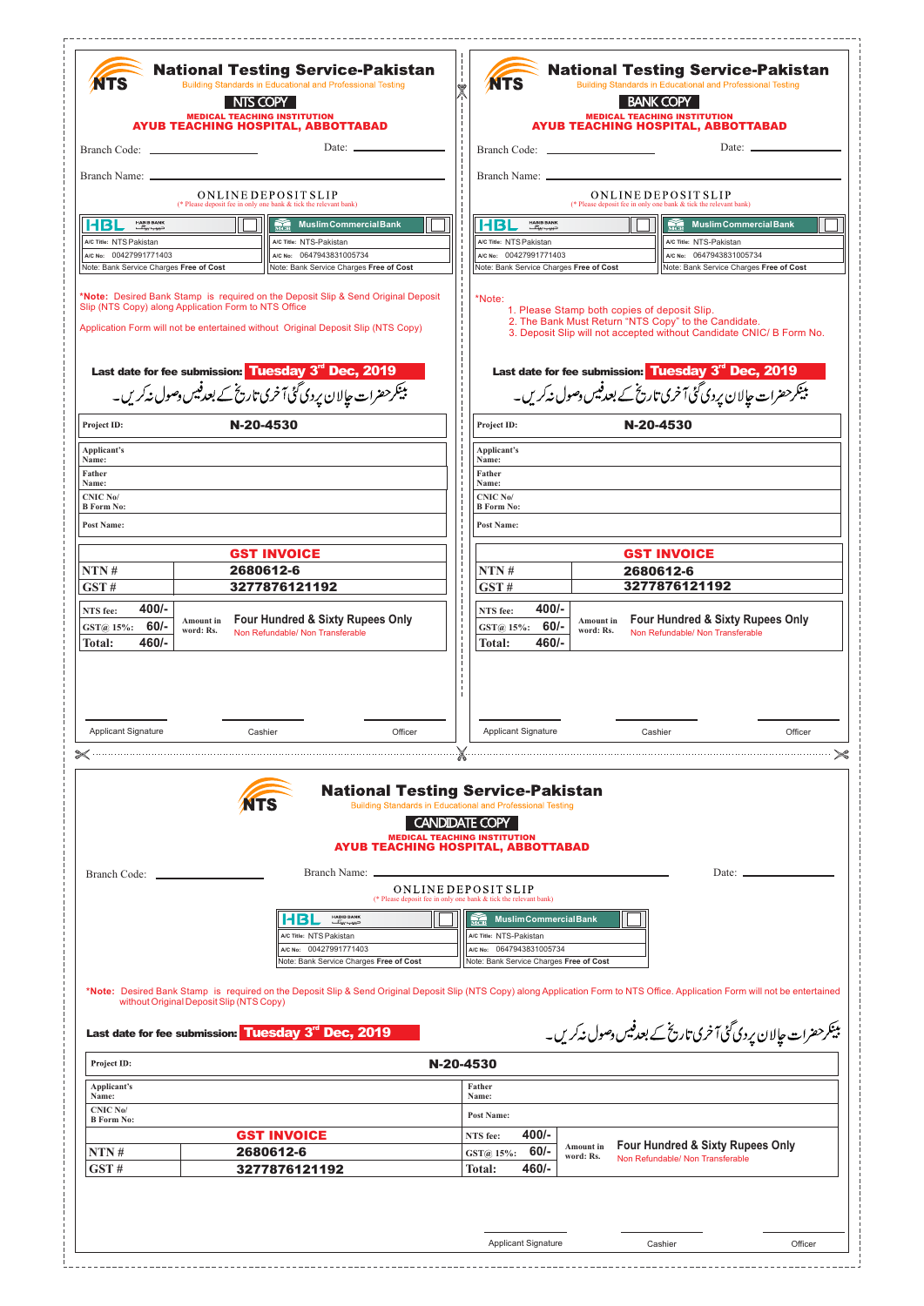# National Testing Service-Pakistan

Building Standards in Educational and Professional Testing

**NTS COPY**

MEDICAL TEACHING INSTITUTION
**AYUB TEACHING HOSPITAL, ABBOTTABAD**

Branch Code: ____________ Date: ____________

Branch Name: ____________

ONLINE DEPOSIT SLIP
(* Please deposit fee in only one bank & tick the relevant bank)

| HBL | Muslim Commercial Bank |
|---|---|
| A/C Title: NTS Pakistan | A/C Title: NTS-Pakistan |
| A/C No: 00427991771403 | A/C No: 0647943831005734 |
| Note: Bank Service Charges **Free of Cost** | Note: Bank Service Charges **Free of Cost** |

*Note: Desired Bank Stamp is required on the Deposit Slip & Send Original Deposit Slip (NTS Copy) along Application Form to NTS Office

Application Form will not be entertained without Original Deposit Slip (NTS Copy)

**Last date for fee submission: Tuesday 3rd Dec, 2019**

بینکر حضرات چالان پر دی گئی آخری تاریخ کے بعد فیس وصول نہ کریں۔

| | |
|---|---|
| Project ID: | **N-20-4530** |
| Applicant's Name: | |
| Father Name: | |
| CNIC No/ B Form No: | |
| Post Name: | |

| GST INVOICE | |
|---|---|
| NTN # | 2680612-6 |
| GST # | 3277876121192 |

| | | | |
|---|---|---|---|
| NTS fee: | 400/- | Amount in word: Rs. | Four Hundred & Sixty Rupees Only |
| GST@ 15%: | 60/- | | Non Refundable/ Non Transferable |
| Total: | 460/- | | |

Applicant Signature ____________ Cashier ____________ Officer ____________

---

# National Testing Service-Pakistan

Building Standards in Educational and Professional Testing

**BANK COPY**

MEDICAL TEACHING INSTITUTION
**AYUB TEACHING HOSPITAL, ABBOTTABAD**

Branch Code: ____________ Date: ____________

Branch Name: ____________

ONLINE DEPOSIT SLIP
(* Please deposit fee in only one bank & tick the relevant bank)

| HBL | Muslim Commercial Bank |
|---|---|
| A/C Title: NTS Pakistan | A/C Title: NTS-Pakistan |
| A/C No: 00427991771403 | A/C No: 0647943831005734 |
| Note: Bank Service Charges **Free of Cost** | Note: Bank Service Charges **Free of Cost** |

*Note:
1. Please Stamp both copies of deposit Slip.
2. The Bank Must Return "NTS Copy" to the Candidate.
3. Deposit Slip will not accepted without Candidate CNIC/ B Form No.

**Last date for fee submission: Tuesday 3rd Dec, 2019**

بینکر حضرات چالان پر دی گئی آخری تاریخ کے بعد فیس وصول نہ کریں۔

| | |
|---|---|
| Project ID: | **N-20-4530** |
| Applicant's Name: | |
| Father Name: | |
| CNIC No/ B Form No: | |
| Post Name: | |

| GST INVOICE | |
|---|---|
| NTN # | 2680612-6 |
| GST # | 3277876121192 |

| | | | |
|---|---|---|---|
| NTS fee: | 400/- | Amount in word: Rs. | Four Hundred & Sixty Rupees Only |
| GST@ 15%: | 60/- | | Non Refundable/ Non Transferable |
| Total: | 460/- | | |

Applicant Signature ____________ Cashier ____________ Officer ____________

---

# National Testing Service-Pakistan

Building Standards in Educational and Professional Testing

**CANDIDATE COPY**

MEDICAL TEACHING INSTITUTION
**AYUB TEACHING HOSPITAL, ABBOTTABAD**

Branch Code: ____________ Branch Name: ____________ Date: ____________

ONLINE DEPOSIT SLIP
(* Please deposit fee in only one bank & tick the relevant bank)

| HBL | Muslim Commercial Bank |
|---|---|
| A/C Title: NTS Pakistan | A/C Title: NTS-Pakistan |
| A/C No: 00427991771403 | A/C No: 0647943831005734 |
| Note: Bank Service Charges **Free of Cost** | Note: Bank Service Charges **Free of Cost** |

*Note: Desired Bank Stamp is required on the Deposit Slip & Send Original Deposit Slip (NTS Copy) along Application Form to NTS Office. Application Form will not be entertained without Original Deposit Slip (NTS Copy)

**Last date for fee submission: Tuesday 3rd Dec, 2019**

بینکر حضرات چالان پر دی گئی آخری تاریخ کے بعد فیس وصول نہ کریں۔

| | | | |
|---|---|---|---|
| Project ID: | **N-20-4530** | | |
| Applicant's Name: | | Father Name: | |
| CNIC No/ B Form No: | | Post Name: | |

| GST INVOICE | |
|---|---|
| NTN # | 2680612-6 |
| GST # | 3277876121192 |

| | | | |
|---|---|---|---|
| NTS fee: | 400/- | Amount in word: Rs. | Four Hundred & Sixty Rupees Only |
| GST@ 15%: | 60/- | | Non Refundable/ Non Transferable |
| Total: | 460/- | | |

Applicant Signature ____________ Cashier ____________ Officer ____________